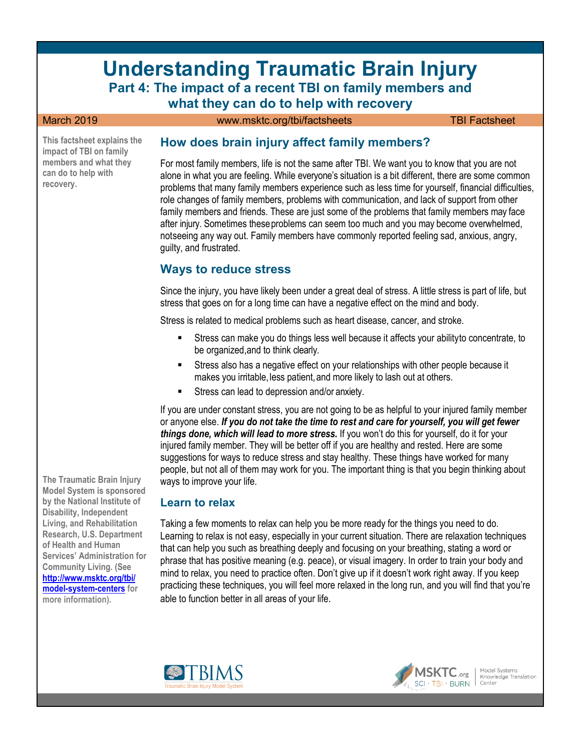# Understanding Traumatic Brain Injury

## Part 4: The impact of a recent TBI on family members and what they can do to help with recovery

March 2019 | www.msktc.org/tbi/factsheets | TBI Factsheet

**This factsheet explains the impact of TBI on family members and what they can do to help with recovery.**

## How does brain injury affect family members?

For most family members, life is not the same after TBI. We want you to know that you are not alone in what you are feeling. While everyone's situation is a bit different, there are some common problems that many family members experience such as less time for yourself, financial difficulties, role changes of family members, problems with communication, and lack of support from other family members and friends. These are just some of the problems that family members may face after injury. Sometimes these problems can seem too much and you may become overwhelmed, not seeing any way out. Family members have commonly reported feeling sad, anxious, angry, guilty, and frustrated.

## Ways to reduce stress

Since the injury, you have likely been under a great deal of stress. A little stress is part of life, but stress that goes on for a long time can have a negative effect on the mind and body.

Stress is related to medical problems such as heart disease, cancer, and stroke.

- Stress can make you do things less well because it affects your ability to concentrate, to be organized, and to think clearly.
- Stress also has a negative effect on your relationships with other people because it makes you irritable, less patient, and more likely to lash out at others.
- Stress can lead to depression and/or anxiety.

If you are under constant stress, you are not going to be as helpful to your injured family member or anyone else. ***If you do not take the time to rest and care for yourself, you will get fewer things done, which will lead to more stress.*** If you won't do this for yourself, do it for your injured family member. They will be better off if you are healthy and rested. Here are some suggestions for ways to reduce stress and stay healthy. These things have worked for many people, but not all of them may work for you. The important thing is that you begin thinking about ways to improve your life.

### Learn to relax

Taking a few moments to relax can help you be more ready for the things you need to do. Learning to relax is not easy, especially in your current situation. There are relaxation techniques that can help you such as breathing deeply and focusing on your breathing, stating a word or phrase that has positive meaning (e.g. peace), or visual imagery. In order to train your body and mind to relax, you need to practice often. Don't give up if it doesn't work right away. If you keep practicing these techniques, you will feel more relaxed in the long run, and you will find that you're able to function better in all areas of your life.

**The Traumatic Brain Injury Model System is sponsored by the National Institute of Disability, Independent Living, and Rehabilitation Research, U.S. Department of Health and Human Services' Administration for Community Living. (See [http://www.msktc.org/tbi/model-system-centers](http://www.msktc.org/tbi/model-system-centers) for more information).**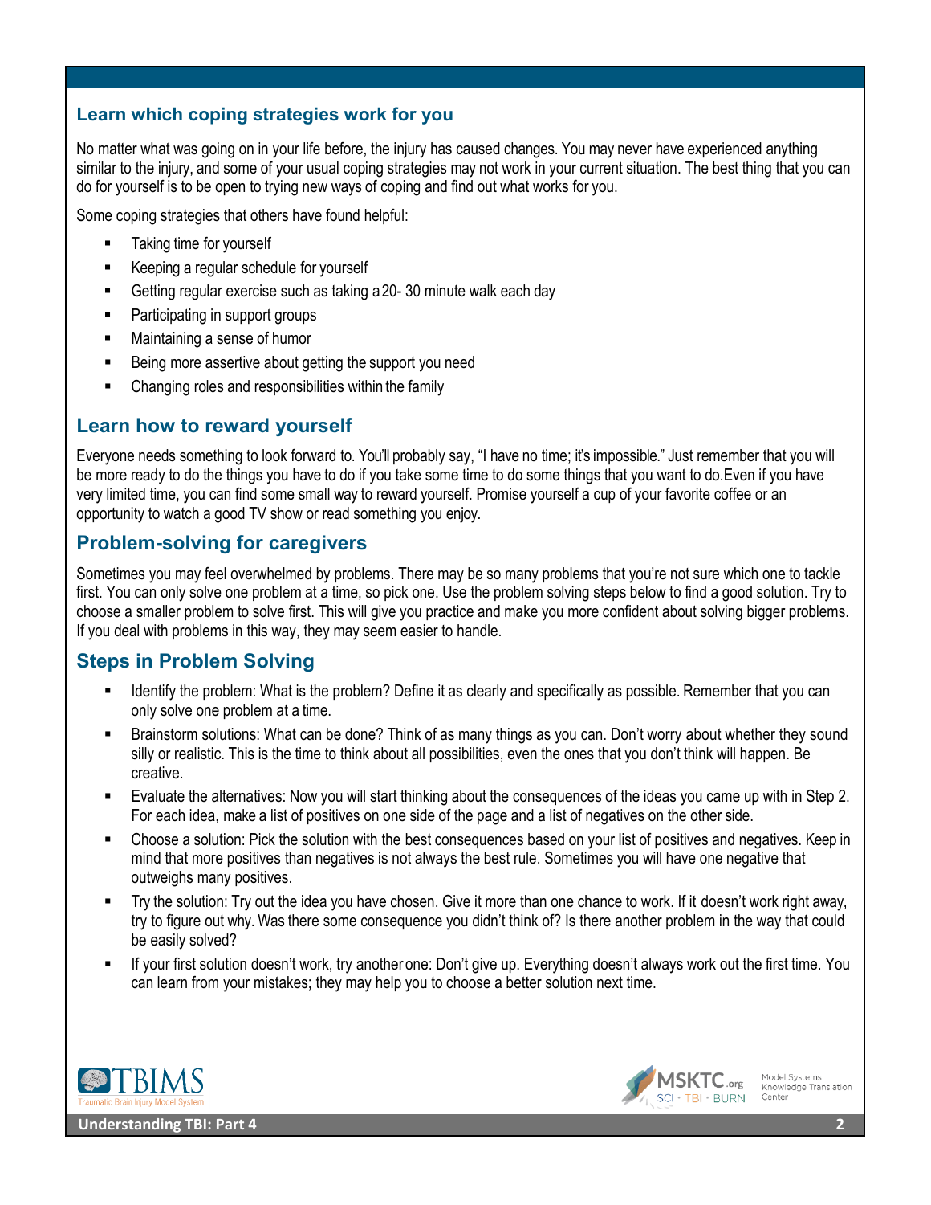## Learn which coping strategies work for you

No matter what was going on in your life before, the injury has caused changes. You may never have experienced anything similar to the injury, and some of your usual coping strategies may not work in your current situation. The best thing that you can do for yourself is to be open to trying new ways of coping and find out what works for you.

Some coping strategies that others have found helpful:

- Taking time for yourself
- Keeping a regular schedule for yourself
- Getting regular exercise such as taking a 20- 30 minute walk each day
- Participating in support groups
- Maintaining a sense of humor
- Being more assertive about getting the support you need
- Changing roles and responsibilities within the family

## Learn how to reward yourself

Everyone needs something to look forward to. You'll probably say, "I have no time; it's impossible." Just remember that you will be more ready to do the things you have to do if you take some time to do some things that you want to do.Even if you have very limited time, you can find some small way to reward yourself. Promise yourself a cup of your favorite coffee or an opportunity to watch a good TV show or read something you enjoy.

## Problem-solving for caregivers

Sometimes you may feel overwhelmed by problems. There may be so many problems that you're not sure which one to tackle first. You can only solve one problem at a time, so pick one. Use the problem solving steps below to find a good solution. Try to choose a smaller problem to solve first. This will give you practice and make you more confident about solving bigger problems. If you deal with problems in this way, they may seem easier to handle.

## Steps in Problem Solving

- Identify the problem: What is the problem? Define it as clearly and specifically as possible. Remember that you can only solve one problem at a time.
- Brainstorm solutions: What can be done? Think of as many things as you can. Don't worry about whether they sound silly or realistic. This is the time to think about all possibilities, even the ones that you don't think will happen. Be creative.
- Evaluate the alternatives: Now you will start thinking about the consequences of the ideas you came up with in Step 2. For each idea, make a list of positives on one side of the page and a list of negatives on the other side.
- Choose a solution: Pick the solution with the best consequences based on your list of positives and negatives. Keep in mind that more positives than negatives is not always the best rule. Sometimes you will have one negative that outweighs many positives.
- Try the solution: Try out the idea you have chosen. Give it more than one chance to work. If it doesn't work right away, try to figure out why. Was there some consequence you didn't think of? Is there another problem in the way that could be easily solved?
- If your first solution doesn't work, try another one: Don't give up. Everything doesn't always work out the first time. You can learn from your mistakes; they may help you to choose a better solution next time.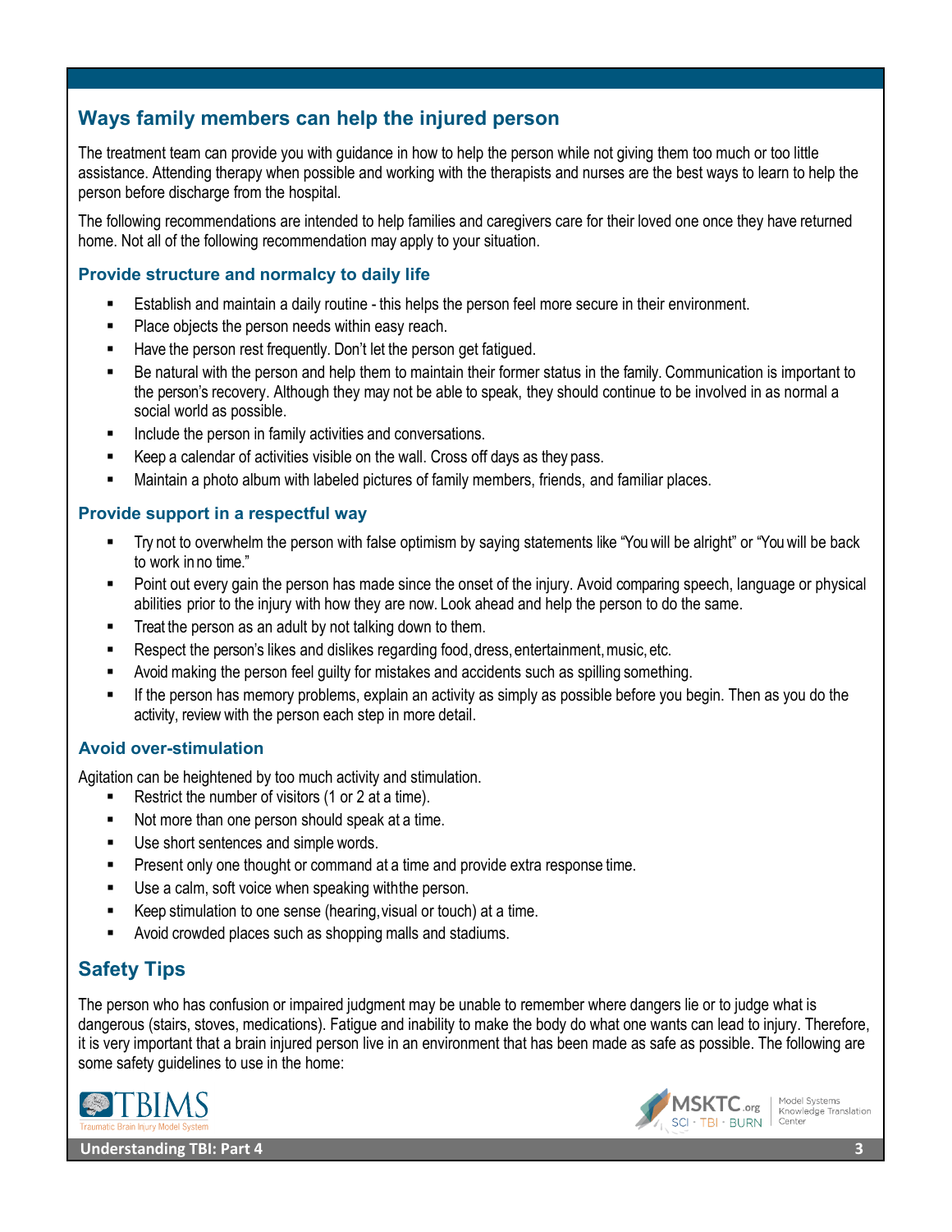## Ways family members can help the injured person

The treatment team can provide you with guidance in how to help the person while not giving them too much or too little assistance. Attending therapy when possible and working with the therapists and nurses are the best ways to learn to help the person before discharge from the hospital.

The following recommendations are intended to help families and caregivers care for their loved one once they have returned home. Not all of the following recommendation may apply to your situation.

### Provide structure and normalcy to daily life

- Establish and maintain a daily routine - this helps the person feel more secure in their environment.
- Place objects the person needs within easy reach.
- Have the person rest frequently. Don't let the person get fatigued.
- Be natural with the person and help them to maintain their former status in the family. Communication is important to the person's recovery. Although they may not be able to speak, they should continue to be involved in as normal a social world as possible.
- Include the person in family activities and conversations.
- Keep a calendar of activities visible on the wall. Cross off days as they pass.
- Maintain a photo album with labeled pictures of family members, friends, and familiar places.

### Provide support in a respectful way

- Try not to overwhelm the person with false optimism by saying statements like "You will be alright" or "You will be back to work in no time."
- Point out every gain the person has made since the onset of the injury. Avoid comparing speech, language or physical abilities prior to the injury with how they are now. Look ahead and help the person to do the same.
- Treat the person as an adult by not talking down to them.
- Respect the person's likes and dislikes regarding food, dress, entertainment, music, etc.
- Avoid making the person feel guilty for mistakes and accidents such as spilling something.
- If the person has memory problems, explain an activity as simply as possible before you begin. Then as you do the activity, review with the person each step in more detail.

### Avoid over-stimulation

Agitation can be heightened by too much activity and stimulation.

- Restrict the number of visitors (1 or 2 at a time).
- Not more than one person should speak at a time.
- Use short sentences and simple words.
- Present only one thought or command at a time and provide extra response time.
- Use a calm, soft voice when speaking with the person.
- Keep stimulation to one sense (hearing, visual or touch) at a time.
- Avoid crowded places such as shopping malls and stadiums.

## Safety Tips

The person who has confusion or impaired judgment may be unable to remember where dangers lie or to judge what is dangerous (stairs, stoves, medications). Fatigue and inability to make the body do what one wants can lead to injury. Therefore, it is very important that a brain injured person live in an environment that has been made as safe as possible. The following are some safety guidelines to use in the home: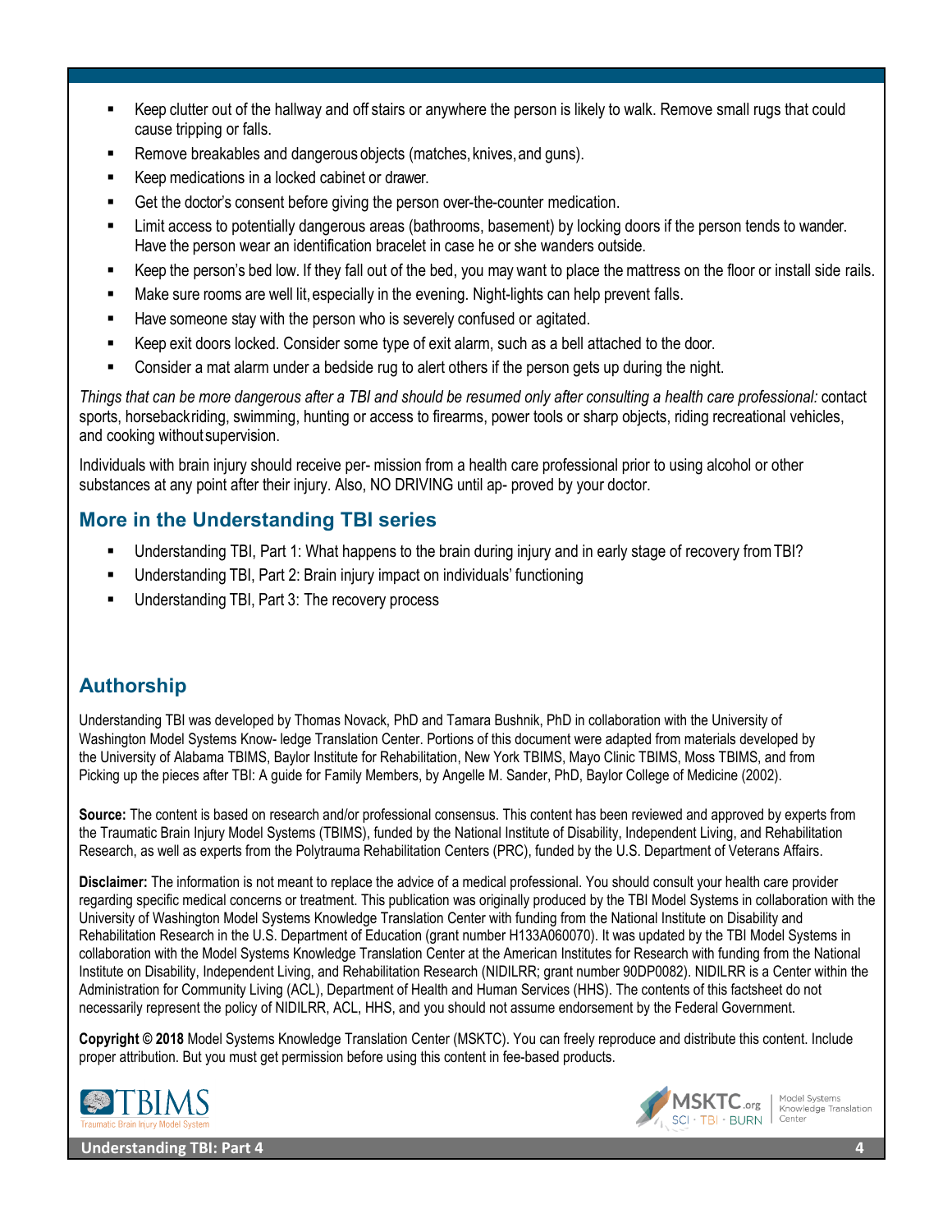- Keep clutter out of the hallway and off stairs or anywhere the person is likely to walk. Remove small rugs that could cause tripping or falls.
- Remove breakables and dangerous objects (matches, knives, and guns).
- Keep medications in a locked cabinet or drawer.
- Get the doctor's consent before giving the person over-the-counter medication.
- Limit access to potentially dangerous areas (bathrooms, basement) by locking doors if the person tends to wander. Have the person wear an identification bracelet in case he or she wanders outside.
- Keep the person's bed low. If they fall out of the bed, you may want to place the mattress on the floor or install side rails.
- Make sure rooms are well lit, especially in the evening. Night-lights can help prevent falls.
- Have someone stay with the person who is severely confused or agitated.
- Keep exit doors locked. Consider some type of exit alarm, such as a bell attached to the door.
- Consider a mat alarm under a bedside rug to alert others if the person gets up during the night.

*Things that can be more dangerous after a TBI and should be resumed only after consulting a health care professional:* contact sports, horsebackriding, swimming, hunting or access to firearms, power tools or sharp objects, riding recreational vehicles, and cooking without supervision.

Individuals with brain injury should receive per- mission from a health care professional prior to using alcohol or other substances at any point after their injury. Also, NO DRIVING until ap- proved by your doctor.

## More in the Understanding TBI series

- Understanding TBI, Part 1: What happens to the brain during injury and in early stage of recovery from TBI?
- Understanding TBI, Part 2: Brain injury impact on individuals' functioning
- Understanding TBI, Part 3: The recovery process

## Authorship

Understanding TBI was developed by Thomas Novack, PhD and Tamara Bushnik, PhD in collaboration with the University of Washington Model Systems Know- ledge Translation Center. Portions of this document were adapted from materials developed by the University of Alabama TBIMS, Baylor Institute for Rehabilitation, New York TBIMS, Mayo Clinic TBIMS, Moss TBIMS, and from Picking up the pieces after TBI: A guide for Family Members, by Angelle M. Sander, PhD, Baylor College of Medicine (2002).

**Source:** The content is based on research and/or professional consensus. This content has been reviewed and approved by experts from the Traumatic Brain Injury Model Systems (TBIMS), funded by the National Institute of Disability, Independent Living, and Rehabilitation Research, as well as experts from the Polytrauma Rehabilitation Centers (PRC), funded by the U.S. Department of Veterans Affairs.

**Disclaimer:** The information is not meant to replace the advice of a medical professional. You should consult your health care provider regarding specific medical concerns or treatment. This publication was originally produced by the TBI Model Systems in collaboration with the University of Washington Model Systems Knowledge Translation Center with funding from the National Institute on Disability and Rehabilitation Research in the U.S. Department of Education (grant number H133A060070). It was updated by the TBI Model Systems in collaboration with the Model Systems Knowledge Translation Center at the American Institutes for Research with funding from the National Institute on Disability, Independent Living, and Rehabilitation Research (NIDILRR; grant number 90DP0082). NIDILRR is a Center within the Administration for Community Living (ACL), Department of Health and Human Services (HHS). The contents of this factsheet do not necessarily represent the policy of NIDILRR, ACL, HHS, and you should not assume endorsement by the Federal Government.

**Copyright © 2018** Model Systems Knowledge Translation Center (MSKTC). You can freely reproduce and distribute this content. Include proper attribution. But you must get permission before using this content in fee-based products.

TBIMS Traumatic Brain Injury Model System

MSKTC.org SCI · TBI · BURN Model Systems Knowledge Translation Center